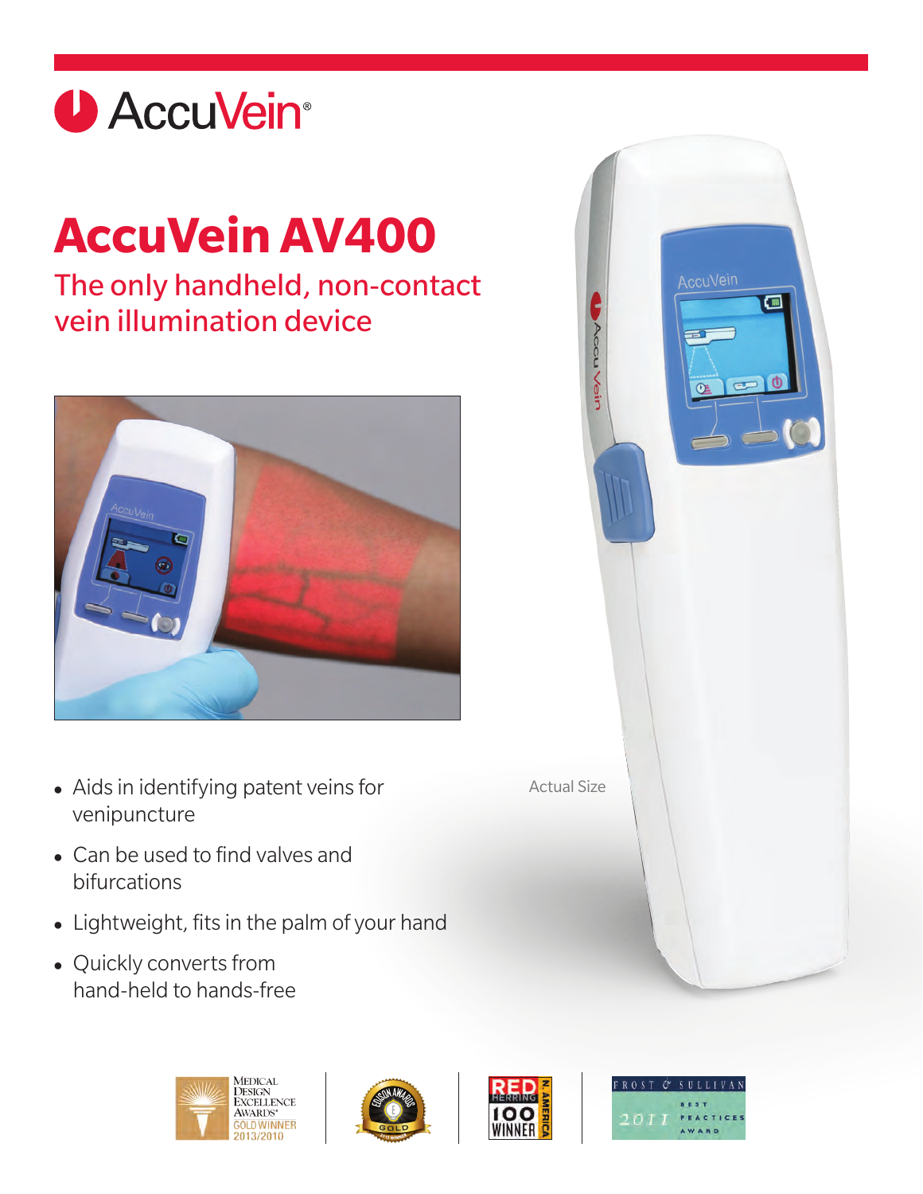AccuVein®

# AccuVein AV400

## The only handheld, non-contact vein illumination device

- Aids in identifying patent veins for venipuncture
- Can be used to find valves and bifurcations
- Lightweight, fits in the palm of your hand
- Quickly converts from hand-held to hands-free

Actual Size

Medical Design Excellence Awards® Gold Winner 2013/2010

Edison Awards Gold

Red Herring 100 Winner N. America

Frost & Sullivan 2011 Best Practices Award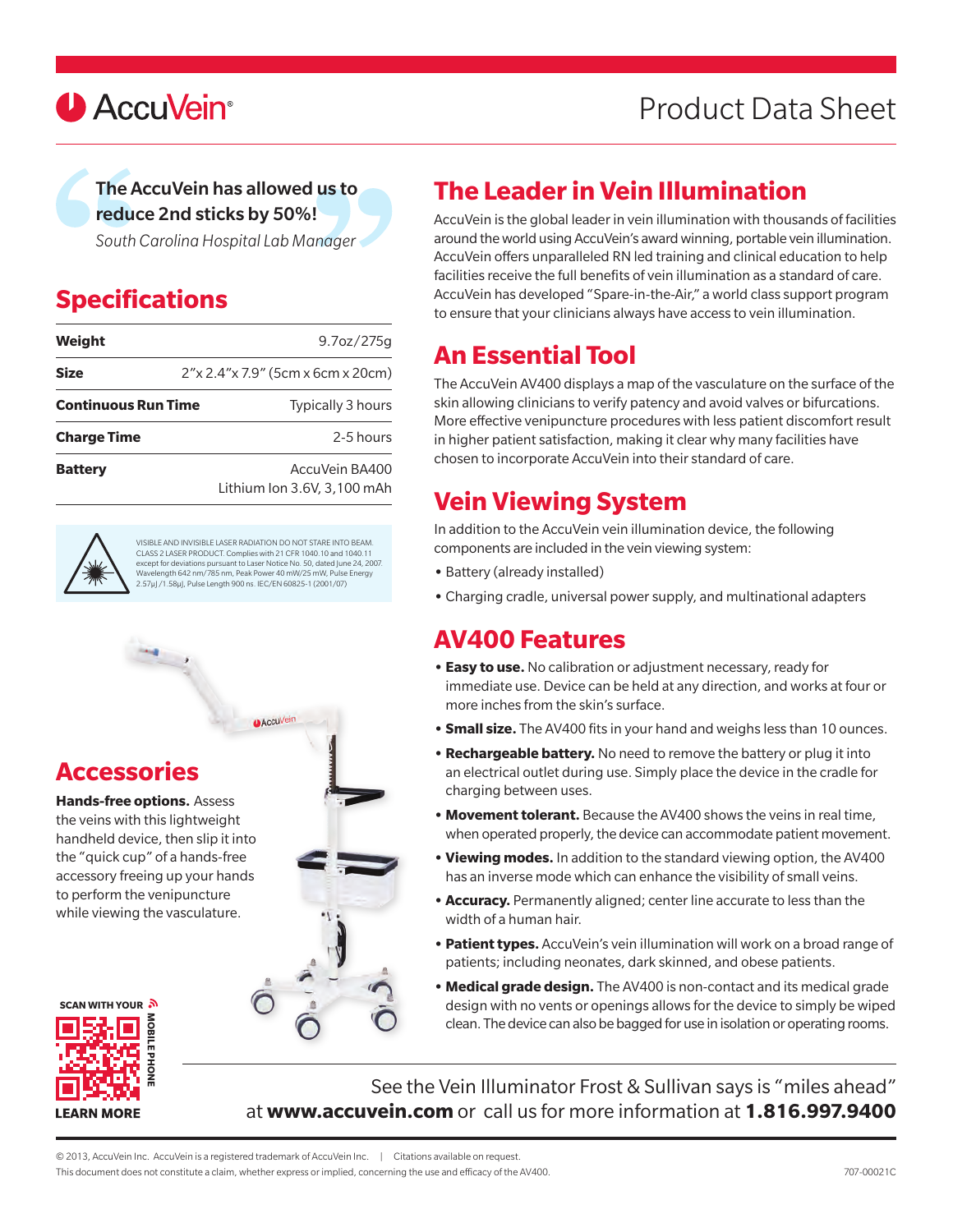AccuVein®

# Product Data Sheet

> **The AccuVein has allowed us to reduce 2nd sticks by 50%!**
>
> *South Carolina Hospital Lab Manager*

## Specifications

| | |
|---|---|
| **Weight** | 9.7oz/275g |
| **Size** | 2"x 2.4"x 7.9" (5cm x 6cm x 20cm) |
| **Continuous Run Time** | Typically 3 hours |
| **Charge Time** | 2-5 hours |
| **Battery** | AccuVein BA400 Lithium Ion 3.6V, 3,100 mAh |

VISIBLE AND INVISIBLE LASER RADIATION DO NOT STARE INTO BEAM. CLASS 2 LASER PRODUCT. Complies with 21 CFR 1040.10 and 1040.11 except for deviations pursuant to Laser Notice No. 50, dated June 24, 2007. Wavelength 642 nm/785 nm, Peak Power 40 mW/25 mW, Pulse Energy 2.57μJ /1.58μJ, Pulse Length 900 ns. IEC/EN 60825-1 (2001/07)

## Accessories

**Hands-free options.** Assess the veins with this lightweight handheld device, then slip it into the "quick cup" of a hands-free accessory freeing up your hands to perform the venipuncture while viewing the vasculature.

SCAN WITH YOUR MOBILE PHONE

LEARN MORE

## The Leader in Vein Illumination

AccuVein is the global leader in vein illumination with thousands of facilities around the world using AccuVein's award winning, portable vein illumination. AccuVein offers unparalleled RN led training and clinical education to help facilities receive the full benefits of vein illumination as a standard of care. AccuVein has developed "Spare-in-the-Air," a world class support program to ensure that your clinicians always have access to vein illumination.

## An Essential Tool

The AccuVein AV400 displays a map of the vasculature on the surface of the skin allowing clinicians to verify patency and avoid valves or bifurcations. More effective venipuncture procedures with less patient discomfort result in higher patient satisfaction, making it clear why many facilities have chosen to incorporate AccuVein into their standard of care.

## Vein Viewing System

In addition to the AccuVein vein illumination device, the following components are included in the vein viewing system:

- Battery (already installed)
- Charging cradle, universal power supply, and multinational adapters

## AV400 Features

- **Easy to use.** No calibration or adjustment necessary, ready for immediate use. Device can be held at any direction, and works at four or more inches from the skin's surface.
- **Small size.** The AV400 fits in your hand and weighs less than 10 ounces.
- **Rechargeable battery.** No need to remove the battery or plug it into an electrical outlet during use. Simply place the device in the cradle for charging between uses.
- **Movement tolerant.** Because the AV400 shows the veins in real time, when operated properly, the device can accommodate patient movement.
- **Viewing modes.** In addition to the standard viewing option, the AV400 has an inverse mode which can enhance the visibility of small veins.
- **Accuracy.** Permanently aligned; center line accurate to less than the width of a human hair.
- **Patient types.** AccuVein's vein illumination will work on a broad range of patients; including neonates, dark skinned, and obese patients.
- **Medical grade design.** The AV400 is non-contact and its medical grade design with no vents or openings allows for the device to simply be wiped clean. The device can also be bagged for use in isolation or operating rooms.

See the Vein Illuminator Frost & Sullivan says is "miles ahead" at **www.accuvein.com** or call us for more information at **1.816.997.9400**

© 2013, AccuVein Inc. AccuVein is a registered trademark of AccuVein Inc. | Citations available on request.
This document does not constitute a claim, whether express or implied, concerning the use and efficacy of the AV400.

707-00021C